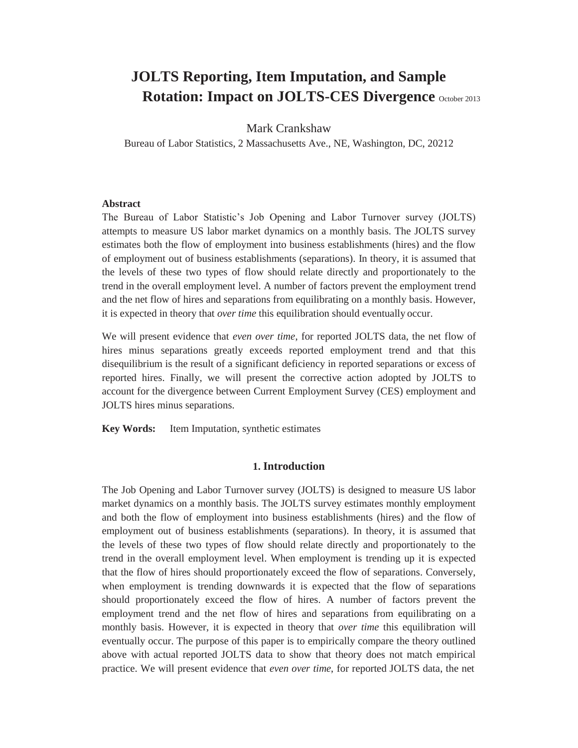# JOLTS Reporting, Item Imputation, and Sample Rotation: Impact on JOLTS-CES Divergence October 2013

Mark Crankshaw

Bureau of Labor Statistics, 2 Massachusetts Ave., NE, Washington, DC, 20212

**Abstract**

The Bureau of Labor Statistic's Job Opening and Labor Turnover survey (JOLTS) attempts to measure US labor market dynamics on a monthly basis. The JOLTS survey estimates both the flow of employment into business establishments (hires) and the flow of employment out of business establishments (separations). In theory, it is assumed that the levels of these two types of flow should relate directly and proportionately to the trend in the overall employment level. A number of factors prevent the employment trend and the net flow of hires and separations from equilibrating on a monthly basis. However, it is expected in theory that *over time* this equilibration should eventually occur.

We will present evidence that *even over time*, for reported JOLTS data, the net flow of hires minus separations greatly exceeds reported employment trend and that this disequilibrium is the result of a significant deficiency in reported separations or excess of reported hires. Finally, we will present the corrective action adopted by JOLTS to account for the divergence between Current Employment Survey (CES) employment and JOLTS hires minus separations.

**Key Words:** Item Imputation, synthetic estimates

## 1. Introduction

The Job Opening and Labor Turnover survey (JOLTS) is designed to measure US labor market dynamics on a monthly basis. The JOLTS survey estimates monthly employment and both the flow of employment into business establishments (hires) and the flow of employment out of business establishments (separations). In theory, it is assumed that the levels of these two types of flow should relate directly and proportionately to the trend in the overall employment level. When employment is trending up it is expected that the flow of hires should proportionately exceed the flow of separations. Conversely, when employment is trending downwards it is expected that the flow of separations should proportionately exceed the flow of hires. A number of factors prevent the employment trend and the net flow of hires and separations from equilibrating on a monthly basis. However, it is expected in theory that *over time* this equilibration will eventually occur. The purpose of this paper is to empirically compare the theory outlined above with actual reported JOLTS data to show that theory does not match empirical practice. We will present evidence that *even over time*, for reported JOLTS data, the net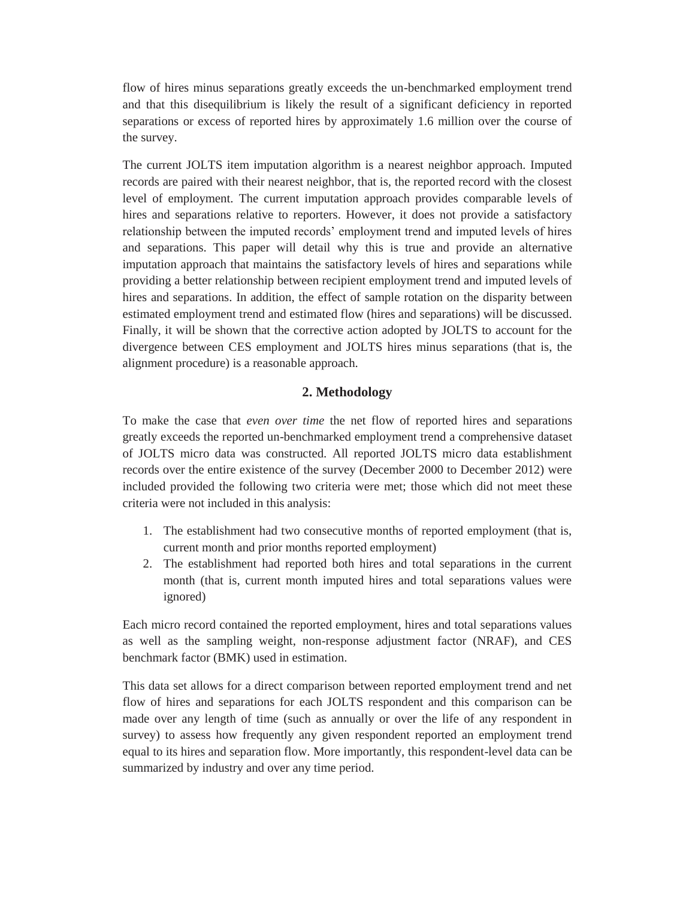flow of hires minus separations greatly exceeds the un-benchmarked employment trend and that this disequilibrium is likely the result of a significant deficiency in reported separations or excess of reported hires by approximately 1.6 million over the course of the survey.

The current JOLTS item imputation algorithm is a nearest neighbor approach. Imputed records are paired with their nearest neighbor, that is, the reported record with the closest level of employment. The current imputation approach provides comparable levels of hires and separations relative to reporters. However, it does not provide a satisfactory relationship between the imputed records' employment trend and imputed levels of hires and separations. This paper will detail why this is true and provide an alternative imputation approach that maintains the satisfactory levels of hires and separations while providing a better relationship between recipient employment trend and imputed levels of hires and separations. In addition, the effect of sample rotation on the disparity between estimated employment trend and estimated flow (hires and separations) will be discussed. Finally, it will be shown that the corrective action adopted by JOLTS to account for the divergence between CES employment and JOLTS hires minus separations (that is, the alignment procedure) is a reasonable approach.

## 2. Methodology

To make the case that *even over time* the net flow of reported hires and separations greatly exceeds the reported un-benchmarked employment trend a comprehensive dataset of JOLTS micro data was constructed. All reported JOLTS micro data establishment records over the entire existence of the survey (December 2000 to December 2012) were included provided the following two criteria were met; those which did not meet these criteria were not included in this analysis:

1. The establishment had two consecutive months of reported employment (that is, current month and prior months reported employment)
2. The establishment had reported both hires and total separations in the current month (that is, current month imputed hires and total separations values were ignored)

Each micro record contained the reported employment, hires and total separations values as well as the sampling weight, non-response adjustment factor (NRAF), and CES benchmark factor (BMK) used in estimation.

This data set allows for a direct comparison between reported employment trend and net flow of hires and separations for each JOLTS respondent and this comparison can be made over any length of time (such as annually or over the life of any respondent in survey) to assess how frequently any given respondent reported an employment trend equal to its hires and separation flow. More importantly, this respondent-level data can be summarized by industry and over any time period.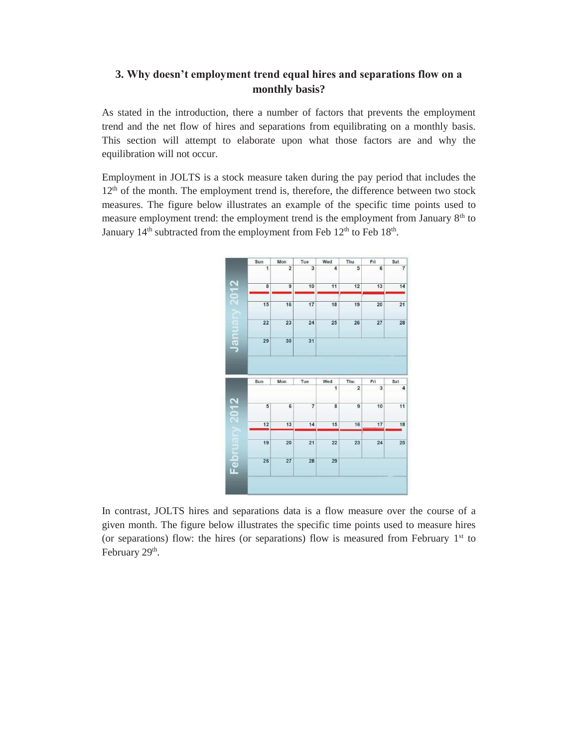### 3. Why doesn't employment trend equal hires and separations flow on a monthly basis?

As stated in the introduction, there a number of factors that prevents the employment trend and the net flow of hires and separations from equilibrating on a monthly basis. This section will attempt to elaborate upon what those factors are and why the equilibration will not occur.

Employment in JOLTS is a stock measure taken during the pay period that includes the 12th of the month. The employment trend is, therefore, the difference between two stock measures. The figure below illustrates an example of the specific time points used to measure employment trend: the employment trend is the employment from January 8th to January 14th subtracted from the employment from Feb 12th to Feb 18th.

In contrast, JOLTS hires and separations data is a flow measure over the course of a given month. The figure below illustrates the specific time points used to measure hires (or separations) flow: the hires (or separations) flow is measured from February 1st to February 29th.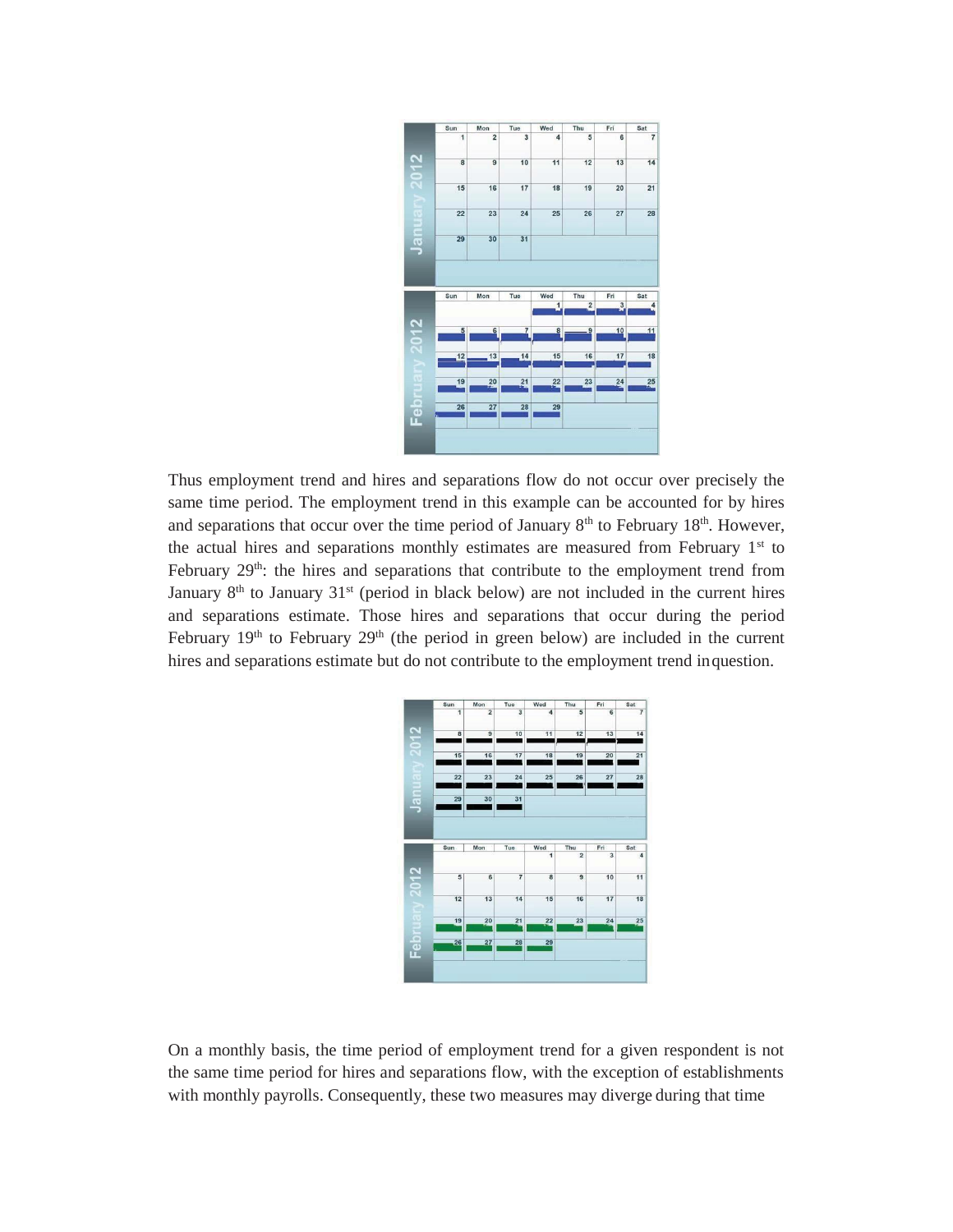Thus employment trend and hires and separations flow do not occur over precisely the same time period. The employment trend in this example can be accounted for by hires and separations that occur over the time period of January 8th to February 18th. However, the actual hires and separations monthly estimates are measured from February 1st to February 29th: the hires and separations that contribute to the employment trend from January 8th to January 31st (period in black below) are not included in the current hires and separations estimate. Those hires and separations that occur during the period February 19th to February 29th (the period in green below) are included in the current hires and separations estimate but do not contribute to the employment trend in question.

On a monthly basis, the time period of employment trend for a given respondent is not the same time period for hires and separations flow, with the exception of establishments with monthly payrolls. Consequently, these two measures may diverge during that time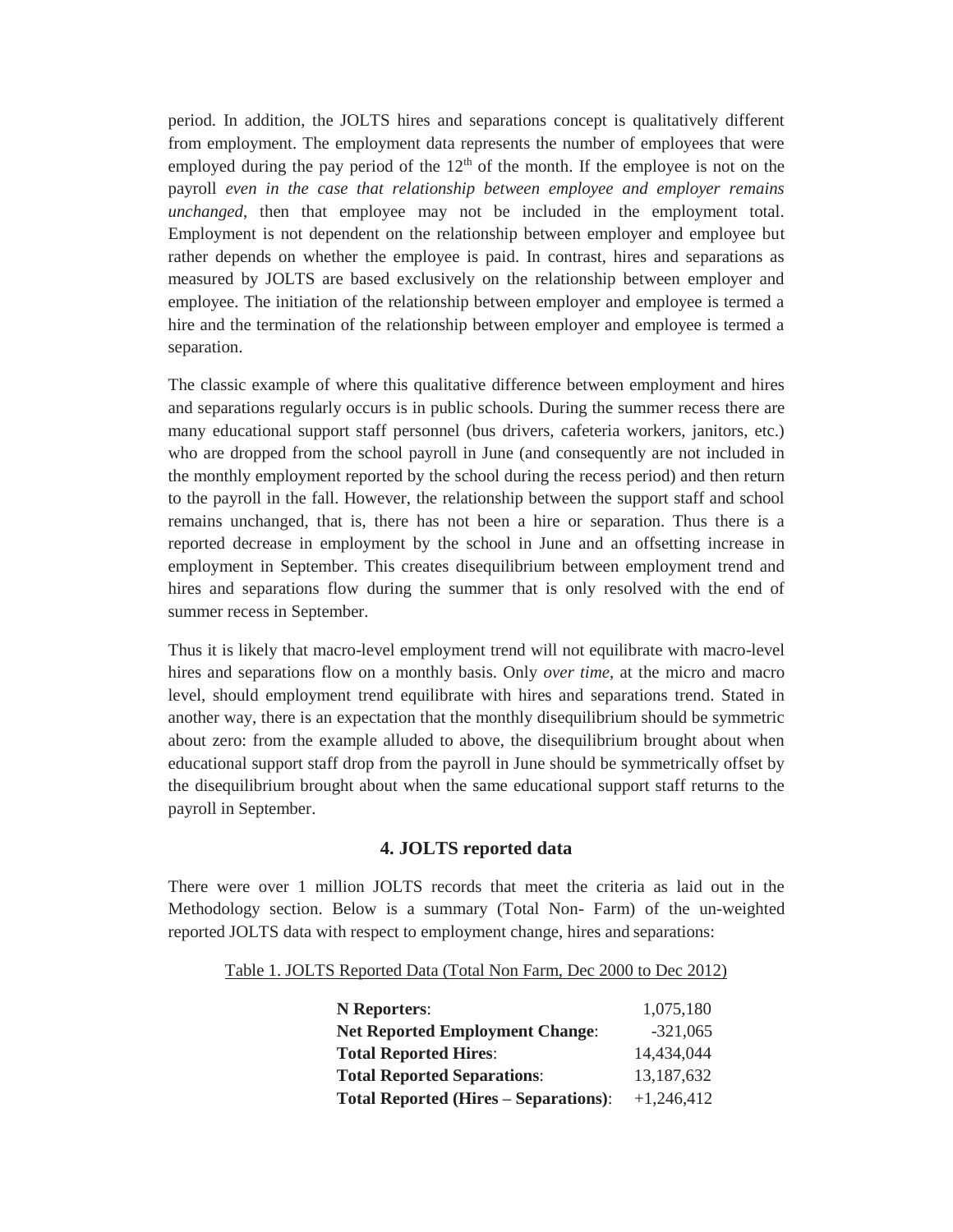period. In addition, the JOLTS hires and separations concept is qualitatively different from employment. The employment data represents the number of employees that were employed during the pay period of the 12th of the month. If the employee is not on the payroll *even in the case that relationship between employee and employer remains unchanged*, then that employee may not be included in the employment total. Employment is not dependent on the relationship between employer and employee but rather depends on whether the employee is paid. In contrast, hires and separations as measured by JOLTS are based exclusively on the relationship between employer and employee. The initiation of the relationship between employer and employee is termed a hire and the termination of the relationship between employer and employee is termed a separation.

The classic example of where this qualitative difference between employment and hires and separations regularly occurs is in public schools. During the summer recess there are many educational support staff personnel (bus drivers, cafeteria workers, janitors, etc.) who are dropped from the school payroll in June (and consequently are not included in the monthly employment reported by the school during the recess period) and then return to the payroll in the fall. However, the relationship between the support staff and school remains unchanged, that is, there has not been a hire or separation. Thus there is a reported decrease in employment by the school in June and an offsetting increase in employment in September. This creates disequilibrium between employment trend and hires and separations flow during the summer that is only resolved with the end of summer recess in September.

Thus it is likely that macro-level employment trend will not equilibrate with macro-level hires and separations flow on a monthly basis. Only *over time*, at the micro and macro level, should employment trend equilibrate with hires and separations trend. Stated in another way, there is an expectation that the monthly disequilibrium should be symmetric about zero: from the example alluded to above, the disequilibrium brought about when educational support staff drop from the payroll in June should be symmetrically offset by the disequilibrium brought about when the same educational support staff returns to the payroll in September.

## 4. JOLTS reported data

There were over 1 million JOLTS records that meet the criteria as laid out in the Methodology section. Below is a summary (Total Non- Farm) of the un-weighted reported JOLTS data with respect to employment change, hires and separations:

Table 1. JOLTS Reported Data (Total Non Farm, Dec 2000 to Dec 2012)

| | |
|---|---|
| **N Reporters**: | 1,075,180 |
| **Net Reported Employment Change**: | -321,065 |
| **Total Reported Hires**: | 14,434,044 |
| **Total Reported Separations**: | 13,187,632 |
| **Total Reported (Hires – Separations)**: | +1,246,412 |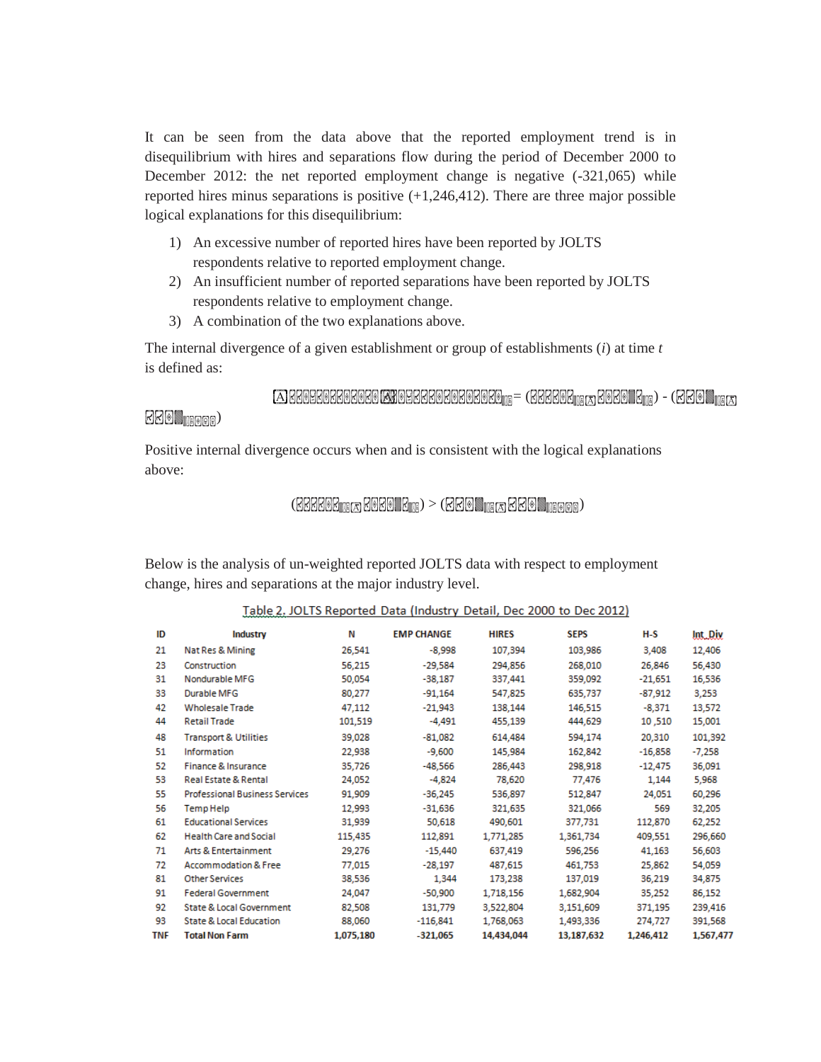It can be seen from the data above that the reported employment trend is in disequilibrium with hires and separations flow during the period of December 2000 to December 2012: the net reported employment change is negative (-321,065) while reported hires minus separations is positive (+1,246,412). There are three major possible logical explanations for this disequilibrium:

1) An excessive number of reported hires have been reported by JOLTS respondents relative to reported employment change.
2) An insufficient number of reported separations have been reported by JOLTS respondents relative to employment change.
3) A combination of the two explanations above.

The internal divergence of a given establishment or group of establishments ($i$) at time $t$ is defined as:

$$Internal\ Divergence_{it} = (Hires_{it} - Seps_{it}) - (Emp_{it} - Emp_{it-1})$$

Positive internal divergence occurs when and is consistent with the logical explanations above:

$$(Hires_{it} - Seps_{it}) > (Emp_{it} - Emp_{it-1})$$

Below is the analysis of un-weighted reported JOLTS data with respect to employment change, hires and separations at the major industry level.

Table 2. JOLTS Reported Data (Industry Detail, Dec 2000 to Dec 2012)

| ID | Industry | N | EMP CHANGE | HIRES | SEPS | H-S | Int_Div |
|---|---|---|---|---|---|---|---|
| 21 | Nat Res & Mining | 26,541 | -8,998 | 107,394 | 103,986 | 3,408 | 12,406 |
| 23 | Construction | 56,215 | -29,584 | 294,856 | 268,010 | 26,846 | 56,430 |
| 31 | Nondurable MFG | 50,054 | -38,187 | 337,441 | 359,092 | -21,651 | 16,536 |
| 33 | Durable MFG | 80,277 | -91,164 | 547,825 | 635,737 | -87,912 | 3,253 |
| 42 | Wholesale Trade | 47,112 | -21,943 | 138,144 | 146,515 | -8,371 | 13,572 |
| 44 | Retail Trade | 101,519 | -4,491 | 455,139 | 444,629 | 10 ,510 | 15,001 |
| 48 | Transport & Utilities | 39,028 | -81,082 | 614,484 | 594,174 | 20,310 | 101,392 |
| 51 | Information | 22,938 | -9,600 | 145,984 | 162,842 | -16,858 | -7,258 |
| 52 | Finance & Insurance | 35,726 | -48,566 | 286,443 | 298,918 | -12,475 | 36,091 |
| 53 | Real Estate & Rental | 24,052 | -4,824 | 78,620 | 77,476 | 1,144 | 5,968 |
| 55 | Professional Business Services | 91,909 | -36,245 | 536,897 | 512,847 | 24,051 | 60,296 |
| 56 | Temp Help | 12,993 | -31,636 | 321,635 | 321,066 | 569 | 32,205 |
| 61 | Educational Services | 31,939 | 50,618 | 490,601 | 377,731 | 112,870 | 62,252 |
| 62 | Health Care and Social | 115,435 | 112,891 | 1,771,285 | 1,361,734 | 409,551 | 296,660 |
| 71 | Arts & Entertainment | 29,276 | -15,440 | 637,419 | 596,256 | 41,163 | 56,603 |
| 72 | Accommodation & Free | 77,015 | -28,197 | 487,615 | 461,753 | 25,862 | 54,059 |
| 81 | Other Services | 38,536 | 1,344 | 173,238 | 137,019 | 36,219 | 34,875 |
| 91 | Federal Government | 24,047 | -50,900 | 1,718,156 | 1,682,904 | 35,252 | 86,152 |
| 92 | State & Local Government | 82,508 | 131,779 | 3,522,804 | 3,151,609 | 371,195 | 239,416 |
| 93 | State & Local Education | 88,060 | -116,841 | 1,768,063 | 1,493,336 | 274,727 | 391,568 |
| **TNF** | **Total Non Farm** | **1,075,180** | **-321,065** | **14,434,044** | **13,187,632** | **1,246,412** | **1,567,477** |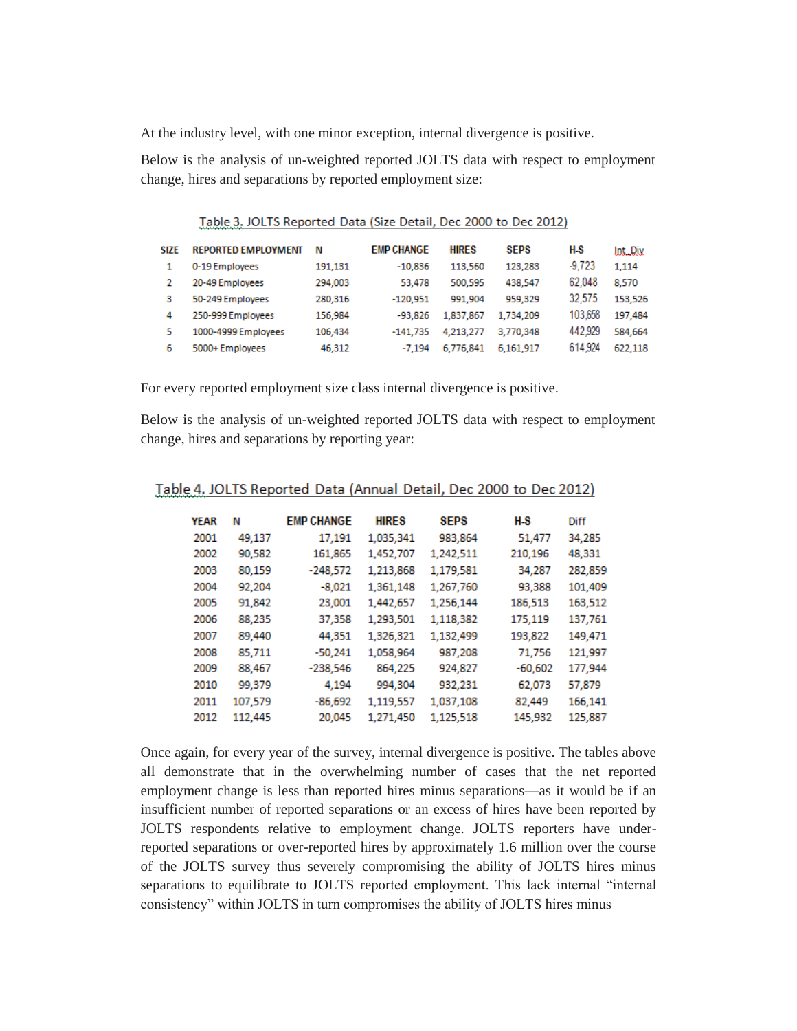At the industry level, with one minor exception, internal divergence is positive.

Below is the analysis of un-weighted reported JOLTS data with respect to employment change, hires and separations by reported employment size:

Table 3. JOLTS Reported Data (Size Detail, Dec 2000 to Dec 2012)

| SIZE | REPORTED EMPLOYMENT | N | EMP CHANGE | HIRES | SEPS | H-S | Int. Div |
|---|---|---|---|---|---|---|---|
| 1 | 0-19 Employees | 191,131 | -10,836 | 113,560 | 123,283 | -9,723 | 1,114 |
| 2 | 20-49 Employees | 294,003 | 53,478 | 500,595 | 438,547 | 62,048 | 8,570 |
| 3 | 50-249 Employees | 280,316 | -120,951 | 991,904 | 959,329 | 32,575 | 153,526 |
| 4 | 250-999 Employees | 156,984 | -93,826 | 1,837,867 | 1,734,209 | 103,658 | 197,484 |
| 5 | 1000-4999 Employees | 106,434 | -141,735 | 4,213,277 | 3,770,348 | 442,929 | 584,664 |
| 6 | 5000+ Employees | 46,312 | -7,194 | 6,776,841 | 6,161,917 | 614,924 | 622,118 |

For every reported employment size class internal divergence is positive.

Below is the analysis of un-weighted reported JOLTS data with respect to employment change, hires and separations by reporting year:

Table 4. JOLTS Reported Data (Annual Detail, Dec 2000 to Dec 2012)

| YEAR | N | EMP CHANGE | HIRES | SEPS | H-S | Diff |
|---|---|---|---|---|---|---|
| 2001 | 49,137 | 17,191 | 1,035,341 | 983,864 | 51,477 | 34,285 |
| 2002 | 90,582 | 161,865 | 1,452,707 | 1,242,511 | 210,196 | 48,331 |
| 2003 | 80,159 | -248,572 | 1,213,868 | 1,179,581 | 34,287 | 282,859 |
| 2004 | 92,204 | -8,021 | 1,361,148 | 1,267,760 | 93,388 | 101,409 |
| 2005 | 91,842 | 23,001 | 1,442,657 | 1,256,144 | 186,513 | 163,512 |
| 2006 | 88,235 | 37,358 | 1,293,501 | 1,118,382 | 175,119 | 137,761 |
| 2007 | 89,440 | 44,351 | 1,326,321 | 1,132,499 | 193,822 | 149,471 |
| 2008 | 85,711 | -50,241 | 1,058,964 | 987,208 | 71,756 | 121,997 |
| 2009 | 88,467 | -238,546 | 864,225 | 924,827 | -60,602 | 177,944 |
| 2010 | 99,379 | 4,194 | 994,304 | 932,231 | 62,073 | 57,879 |
| 2011 | 107,579 | -86,692 | 1,119,557 | 1,037,108 | 82,449 | 166,141 |
| 2012 | 112,445 | 20,045 | 1,271,450 | 1,125,518 | 145,932 | 125,887 |

Once again, for every year of the survey, internal divergence is positive. The tables above all demonstrate that in the overwhelming number of cases that the net reported employment change is less than reported hires minus separations—as it would be if an insufficient number of reported separations or an excess of hires have been reported by JOLTS respondents relative to employment change. JOLTS reporters have under-reported separations or over-reported hires by approximately 1.6 million over the course of the JOLTS survey thus severely compromising the ability of JOLTS hires minus separations to equilibrate to JOLTS reported employment. This lack internal "internal consistency" within JOLTS in turn compromises the ability of JOLTS hires minus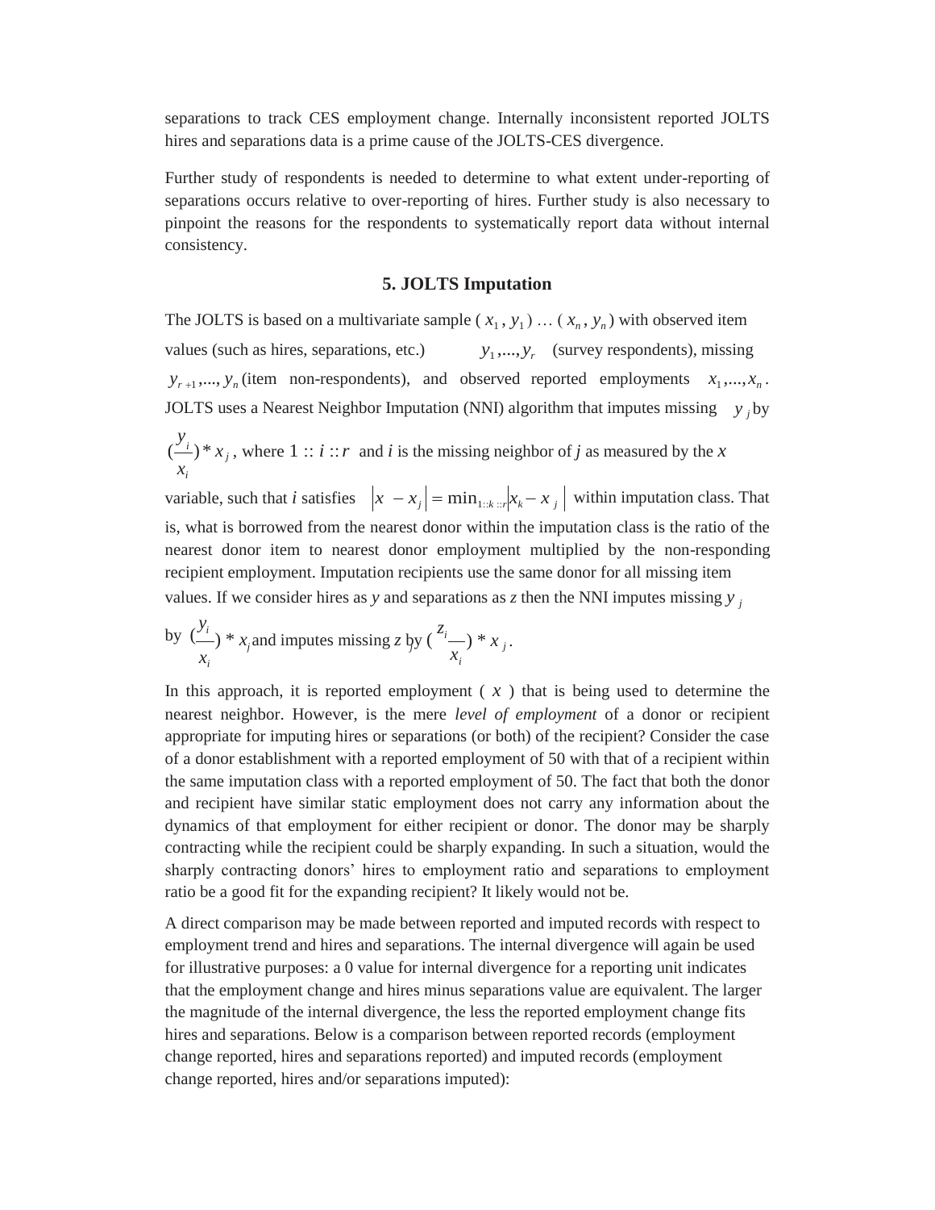separations to track CES employment change. Internally inconsistent reported JOLTS hires and separations data is a prime cause of the JOLTS-CES divergence.

Further study of respondents is needed to determine to what extent under-reporting of separations occurs relative to over-reporting of hires. Further study is also necessary to pinpoint the reasons for the respondents to systematically report data without internal consistency.

## 5. JOLTS Imputation

The JOLTS is based on a multivariate sample $(x_1, y_1) \ldots (x_n, y_n)$ with observed item values (such as hires, separations, etc.) $y_1,...,y_r$ (survey respondents), missing $y_{r+1},..., y_n$ (item non-respondents), and observed reported employments $x_1,...,x_n$. JOLTS uses a Nearest Neighbor Imputation (NNI) algorithm that imputes missing $y_j$ by $(\frac{y_i}{x_i}) * x_j$, where $1 :: i :: r$ and *i* is the missing neighbor of *j* as measured by the *x* variable, such that *i* satisfies $|x - x_j| = \min_{1::k::r}|x_k - x_j|$ within imputation class. That is, what is borrowed from the nearest donor within the imputation class is the ratio of the nearest donor item to nearest donor employment multiplied by the non-responding recipient employment. Imputation recipients use the same donor for all missing item values. If we consider hires as *y* and separations as *z* then the NNI imputes missing $y_j$ by $(\frac{y_i}{x_i}) * x_j$ and imputes missing $z_j$ by $(\frac{z_i}{x_i}) * x_j$.

In this approach, it is reported employment ( $x$ ) that is being used to determine the nearest neighbor. However, is the mere *level of employment* of a donor or recipient appropriate for imputing hires or separations (or both) of the recipient? Consider the case of a donor establishment with a reported employment of 50 with that of a recipient within the same imputation class with a reported employment of 50. The fact that both the donor and recipient have similar static employment does not carry any information about the dynamics of that employment for either recipient or donor. The donor may be sharply contracting while the recipient could be sharply expanding. In such a situation, would the sharply contracting donors' hires to employment ratio and separations to employment ratio be a good fit for the expanding recipient? It likely would not be.

A direct comparison may be made between reported and imputed records with respect to employment trend and hires and separations. The internal divergence will again be used for illustrative purposes: a 0 value for internal divergence for a reporting unit indicates that the employment change and hires minus separations value are equivalent. The larger the magnitude of the internal divergence, the less the reported employment change fits hires and separations. Below is a comparison between reported records (employment change reported, hires and separations reported) and imputed records (employment change reported, hires and/or separations imputed):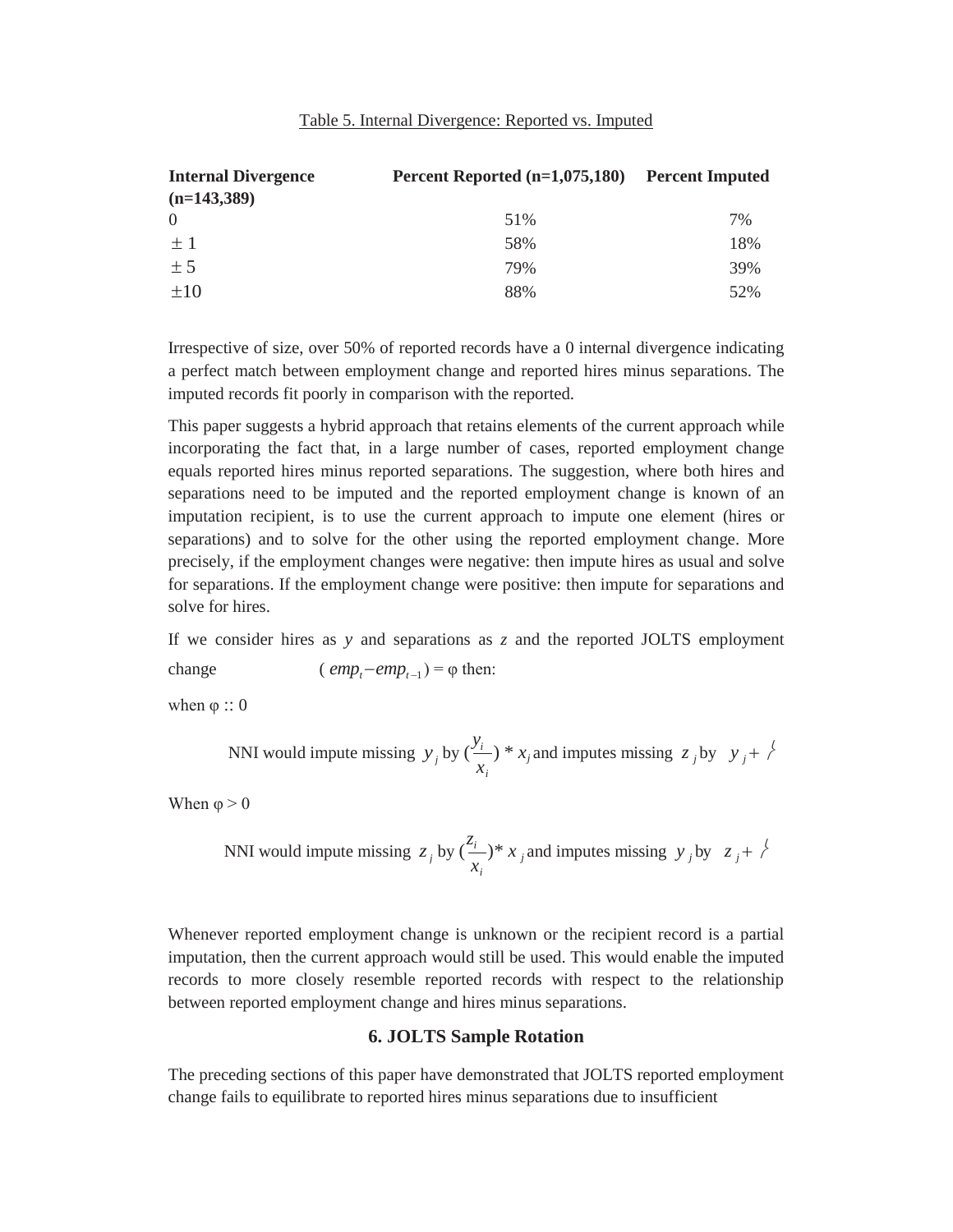Table 5. Internal Divergence: Reported vs. Imputed

| Internal Divergence (n=143,389) | Percent Reported (n=1,075,180) | Percent Imputed |
|---|---|---|
| 0 | 51% | 7% |
| $\pm$ 1 | 58% | 18% |
| $\pm$ 5 | 79% | 39% |
| $\pm$10 | 88% | 52% |

Irrespective of size, over 50% of reported records have a 0 internal divergence indicating a perfect match between employment change and reported hires minus separations. The imputed records fit poorly in comparison with the reported.

This paper suggests a hybrid approach that retains elements of the current approach while incorporating the fact that, in a large number of cases, reported employment change equals reported hires minus reported separations. The suggestion, where both hires and separations need to be imputed and the reported employment change is known of an imputation recipient, is to use the current approach to impute one element (hires or separations) and to solve for the other using the reported employment change. More precisely, if the employment changes were negative: then impute hires as usual and solve for separations. If the employment change were positive: then impute for separations and solve for hires.

If we consider hires as $y$ and separations as $z$ and the reported JOLTS employment change $(emp_t - emp_{t-1}) = \varphi$ then:

when $\varphi$ :: 0

NNI would impute missing $y_j$ by $(\frac{y_i}{x_i}) * x_j$ and imputes missing $z_j$ by $y_j + \varphi$

When $\varphi > 0$

NNI would impute missing $z_j$ by $(\frac{z_i}{x_i}) * x_j$ and imputes missing $y_j$ by $z_j + \varphi$

Whenever reported employment change is unknown or the recipient record is a partial imputation, then the current approach would still be used. This would enable the imputed records to more closely resemble reported records with respect to the relationship between reported employment change and hires minus separations.

## 6. JOLTS Sample Rotation

The preceding sections of this paper have demonstrated that JOLTS reported employment change fails to equilibrate to reported hires minus separations due to insufficient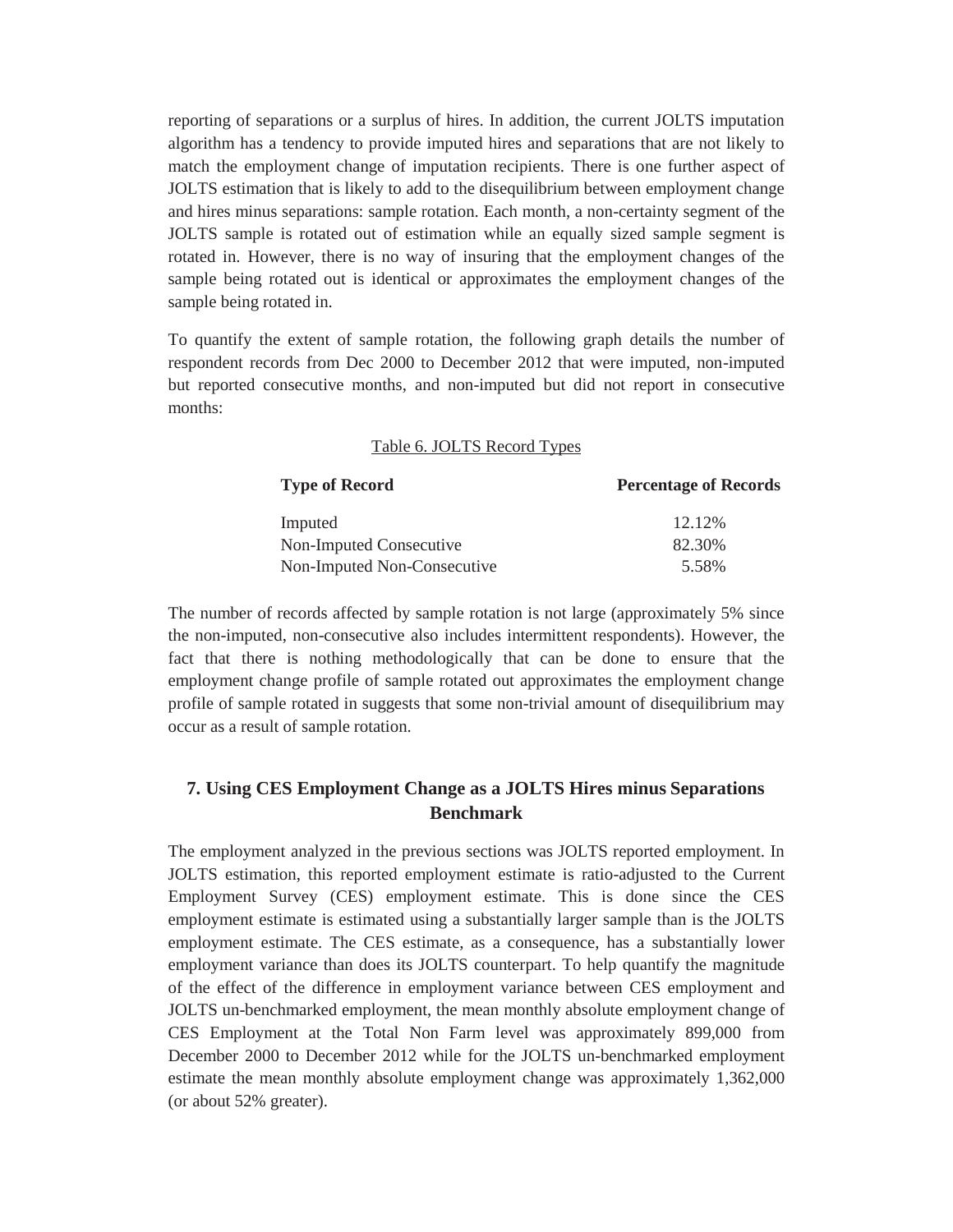reporting of separations or a surplus of hires. In addition, the current JOLTS imputation algorithm has a tendency to provide imputed hires and separations that are not likely to match the employment change of imputation recipients. There is one further aspect of JOLTS estimation that is likely to add to the disequilibrium between employment change and hires minus separations: sample rotation. Each month, a non-certainty segment of the JOLTS sample is rotated out of estimation while an equally sized sample segment is rotated in. However, there is no way of insuring that the employment changes of the sample being rotated out is identical or approximates the employment changes of the sample being rotated in.

To quantify the extent of sample rotation, the following graph details the number of respondent records from Dec 2000 to December 2012 that were imputed, non-imputed but reported consecutive months, and non-imputed but did not report in consecutive months:

Table 6. JOLTS Record Types

| Type of Record | Percentage of Records |
|---|---|
| Imputed | 12.12% |
| Non-Imputed Consecutive | 82.30% |
| Non-Imputed Non-Consecutive | 5.58% |

The number of records affected by sample rotation is not large (approximately 5% since the non-imputed, non-consecutive also includes intermittent respondents). However, the fact that there is nothing methodologically that can be done to ensure that the employment change profile of sample rotated out approximates the employment change profile of sample rotated in suggests that some non-trivial amount of disequilibrium may occur as a result of sample rotation.

## 7. Using CES Employment Change as a JOLTS Hires minus Separations Benchmark

The employment analyzed in the previous sections was JOLTS reported employment. In JOLTS estimation, this reported employment estimate is ratio-adjusted to the Current Employment Survey (CES) employment estimate. This is done since the CES employment estimate is estimated using a substantially larger sample than is the JOLTS employment estimate. The CES estimate, as a consequence, has a substantially lower employment variance than does its JOLTS counterpart. To help quantify the magnitude of the effect of the difference in employment variance between CES employment and JOLTS un-benchmarked employment, the mean monthly absolute employment change of CES Employment at the Total Non Farm level was approximately 899,000 from December 2000 to December 2012 while for the JOLTS un-benchmarked employment estimate the mean monthly absolute employment change was approximately 1,362,000 (or about 52% greater).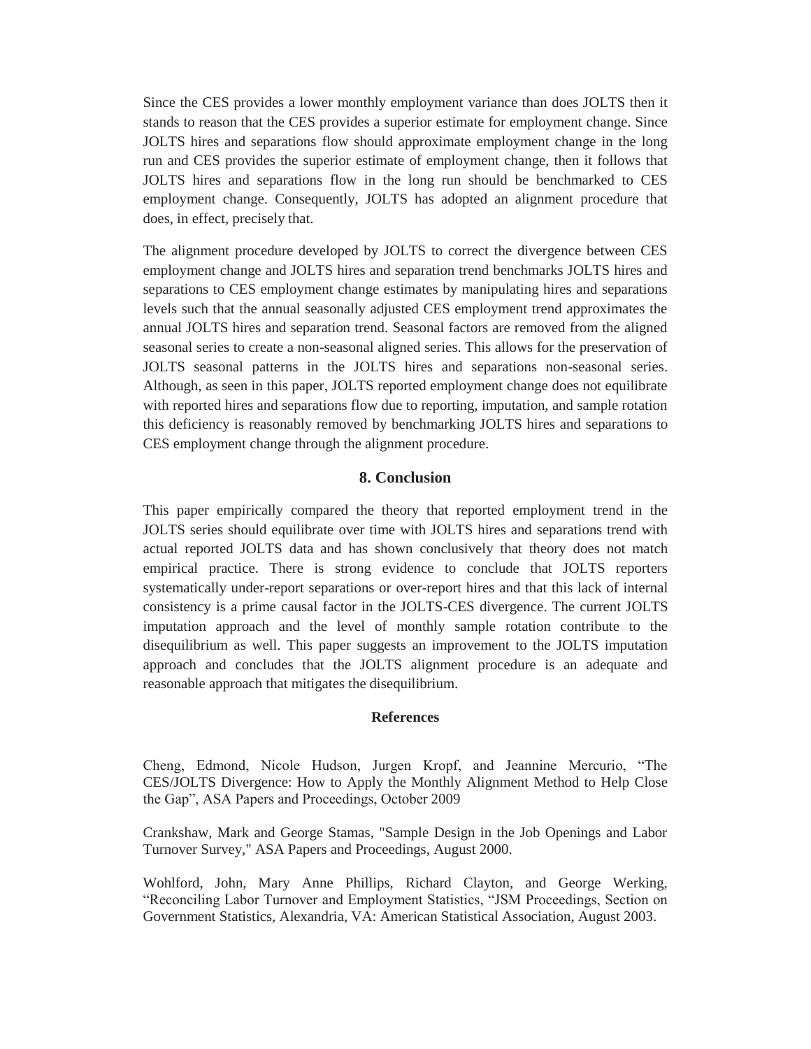Since the CES provides a lower monthly employment variance than does JOLTS then it stands to reason that the CES provides a superior estimate for employment change. Since JOLTS hires and separations flow should approximate employment change in the long run and CES provides the superior estimate of employment change, then it follows that JOLTS hires and separations flow in the long run should be benchmarked to CES employment change. Consequently, JOLTS has adopted an alignment procedure that does, in effect, precisely that.

The alignment procedure developed by JOLTS to correct the divergence between CES employment change and JOLTS hires and separation trend benchmarks JOLTS hires and separations to CES employment change estimates by manipulating hires and separations levels such that the annual seasonally adjusted CES employment trend approximates the annual JOLTS hires and separation trend. Seasonal factors are removed from the aligned seasonal series to create a non-seasonal aligned series. This allows for the preservation of JOLTS seasonal patterns in the JOLTS hires and separations non-seasonal series. Although, as seen in this paper, JOLTS reported employment change does not equilibrate with reported hires and separations flow due to reporting, imputation, and sample rotation this deficiency is reasonably removed by benchmarking JOLTS hires and separations to CES employment change through the alignment procedure.

## 8. Conclusion

This paper empirically compared the theory that reported employment trend in the JOLTS series should equilibrate over time with JOLTS hires and separations trend with actual reported JOLTS data and has shown conclusively that theory does not match empirical practice. There is strong evidence to conclude that JOLTS reporters systematically under-report separations or over-report hires and that this lack of internal consistency is a prime causal factor in the JOLTS-CES divergence. The current JOLTS imputation approach and the level of monthly sample rotation contribute to the disequilibrium as well. This paper suggests an improvement to the JOLTS imputation approach and concludes that the JOLTS alignment procedure is an adequate and reasonable approach that mitigates the disequilibrium.

### References

Cheng, Edmond, Nicole Hudson, Jurgen Kropf, and Jeannine Mercurio, "The CES/JOLTS Divergence: How to Apply the Monthly Alignment Method to Help Close the Gap", ASA Papers and Proceedings, October 2009

Crankshaw, Mark and George Stamas, "Sample Design in the Job Openings and Labor Turnover Survey," ASA Papers and Proceedings, August 2000.

Wohlford, John, Mary Anne Phillips, Richard Clayton, and George Werking, "Reconciling Labor Turnover and Employment Statistics, "JSM Proceedings, Section on Government Statistics, Alexandria, VA: American Statistical Association, August 2003.